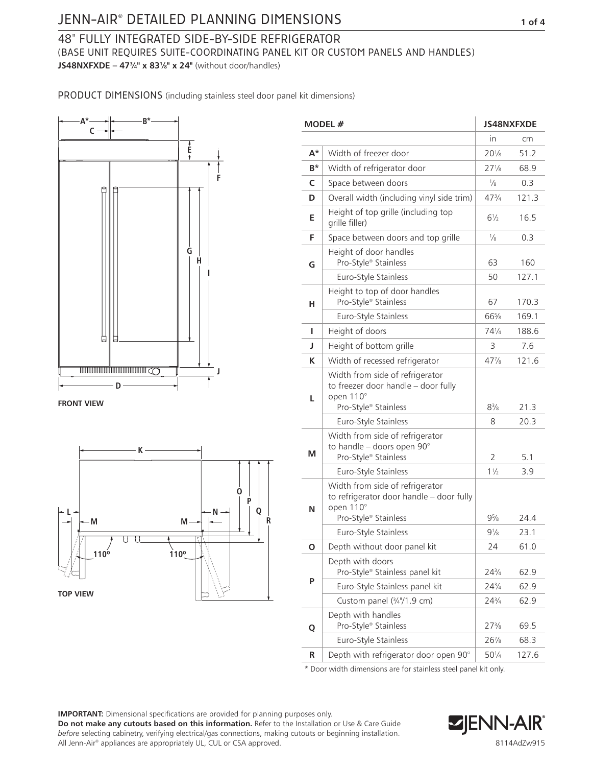# JENN-AIR® DETAILED PLANNING DIMENSIONS

## 48" FULLY INTEGRATED SIDE-BY-SIDE REFRIGERATOR

(BASE UNIT REQUIRES SUITE-COORDINATING PANEL KIT OR CUSTOM PANELS AND HANDLES)

**JS48NXFXDE – 47¾" x 83⅛" x 24"** (without door/handles)

PRODUCT DIMENSIONS (including stainless steel door panel kit dimensions)

**FRONT VIEW**

**TOP VIEW**

| MODEL # | | JS48NXFXDE | |
|---|---|---|---|
| | | in | cm |
| A* | Width of freezer door | 20⅛ | 51.2 |
| B* | Width of refrigerator door | 27⅛ | 68.9 |
| C | Space between doors | ⅛ | 0.3 |
| D | Overall width (including vinyl side trim) | 47¾ | 121.3 |
| E | Height of top grille (including top grille filler) | 6½ | 16.5 |
| F | Space between doors and top grille | ⅛ | 0.3 |
| G | Height of door handles<br>Pro-Style® Stainless | 63 | 160 |
| | Euro-Style Stainless | 50 | 127.1 |
| H | Height to top of door handles<br>Pro-Style® Stainless | 67 | 170.3 |
| | Euro-Style Stainless | 66⅝ | 169.1 |
| I | Height of doors | 74¼ | 188.6 |
| J | Height of bottom grille | 3 | 7.6 |
| K | Width of recessed refrigerator | 47⅞ | 121.6 |
| L | Width from side of refrigerator to freezer door handle – door fully open 110°<br>Pro-Style® Stainless | 8⅜ | 21.3 |
| | Euro-Style Stainless | 8 | 20.3 |
| M | Width from side of refrigerator to handle – doors open 90°<br>Pro-Style® Stainless | 2 | 5.1 |
| | Euro-Style Stainless | 1½ | 3.9 |
| N | Width from side of refrigerator to refrigerator door handle – door fully open 110°<br>Pro-Style® Stainless | 9⅝ | 24.4 |
| | Euro-Style Stainless | 9⅛ | 23.1 |
| O | Depth without door panel kit | 24 | 61.0 |
| P | Depth with doors<br>Pro-Style® Stainless panel kit | 24¾ | 62.9 |
| | Euro-Style Stainless panel kit | 24¾ | 62.9 |
| | Custom panel (¾"/1.9 cm) | 24¾ | 62.9 |
| Q | Depth with handles<br>Pro-Style® Stainless | 27⅜ | 69.5 |
| | Euro-Style Stainless | 26⅞ | 68.3 |
| R | Depth with refrigerator door open 90° | 50¼ | 127.6 |

\* Door width dimensions are for stainless steel panel kit only.

**IMPORTANT:** Dimensional specifications are provided for planning purposes only.
**Do not make any cutouts based on this information.** Refer to the Installation or Use & Care Guide *before* selecting cabinetry, verifying electrical/gas connections, making cutouts or beginning installation.
All Jenn-Air® appliances are appropriately UL, CUL or CSA approved.

8114AdZw915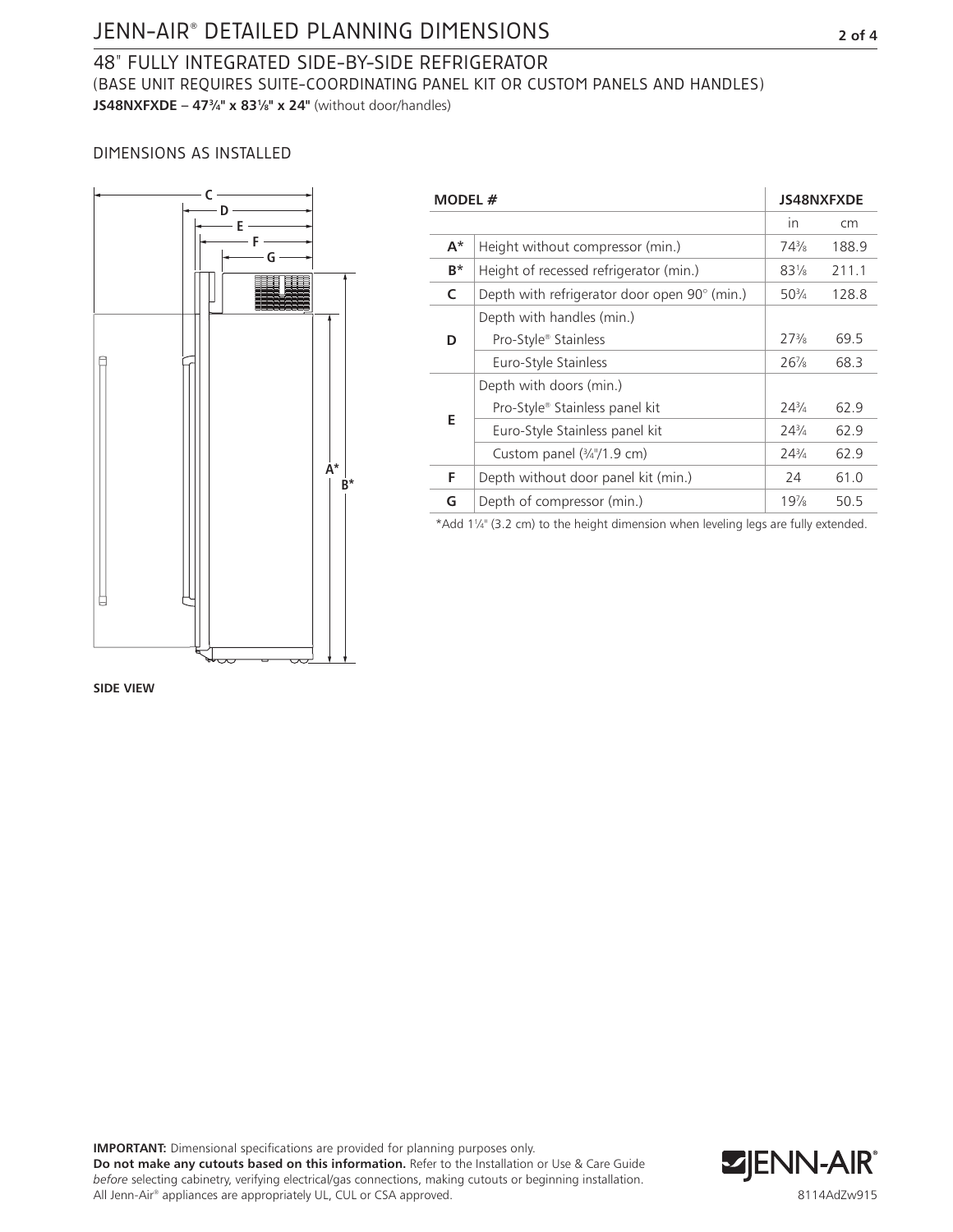# JENN-AIR® DETAILED PLANNING DIMENSIONS

## 48" FULLY INTEGRATED SIDE-BY-SIDE REFRIGERATOR

(BASE UNIT REQUIRES SUITE-COORDINATING PANEL KIT OR CUSTOM PANELS AND HANDLES)

**JS48NXFXDE – 47¾" x 83⅛" x 24"** (without door/handles)

### DIMENSIONS AS INSTALLED

**SIDE VIEW**

| MODEL # | | JS48NXFXDE | |
|---|---|---|---|
| | | in | cm |
| A* | Height without compressor (min.) | 74⅜ | 188.9 |
| B* | Height of recessed refrigerator (min.) | 83⅛ | 211.1 |
| C | Depth with refrigerator door open 90° (min.) | 50¾ | 128.8 |
| D | Depth with handles (min.) | | |
| | Pro-Style® Stainless | 27⅜ | 69.5 |
| | Euro-Style Stainless | 26⅞ | 68.3 |
| E | Depth with doors (min.) | | |
| | Pro-Style® Stainless panel kit | 24¾ | 62.9 |
| | Euro-Style Stainless panel kit | 24¾ | 62.9 |
| | Custom panel (¾"/1.9 cm) | 24¾ | 62.9 |
| F | Depth without door panel kit (min.) | 24 | 61.0 |
| G | Depth of compressor (min.) | 19⅞ | 50.5 |

*Add 1¼" (3.2 cm) to the height dimension when leveling legs are fully extended.

**IMPORTANT:** Dimensional specifications are provided for planning purposes only.
**Do not make any cutouts based on this information.** Refer to the Installation or Use & Care Guide *before* selecting cabinetry, verifying electrical/gas connections, making cutouts or beginning installation.
All Jenn-Air® appliances are appropriately UL, CUL or CSA approved.

8114AdZw915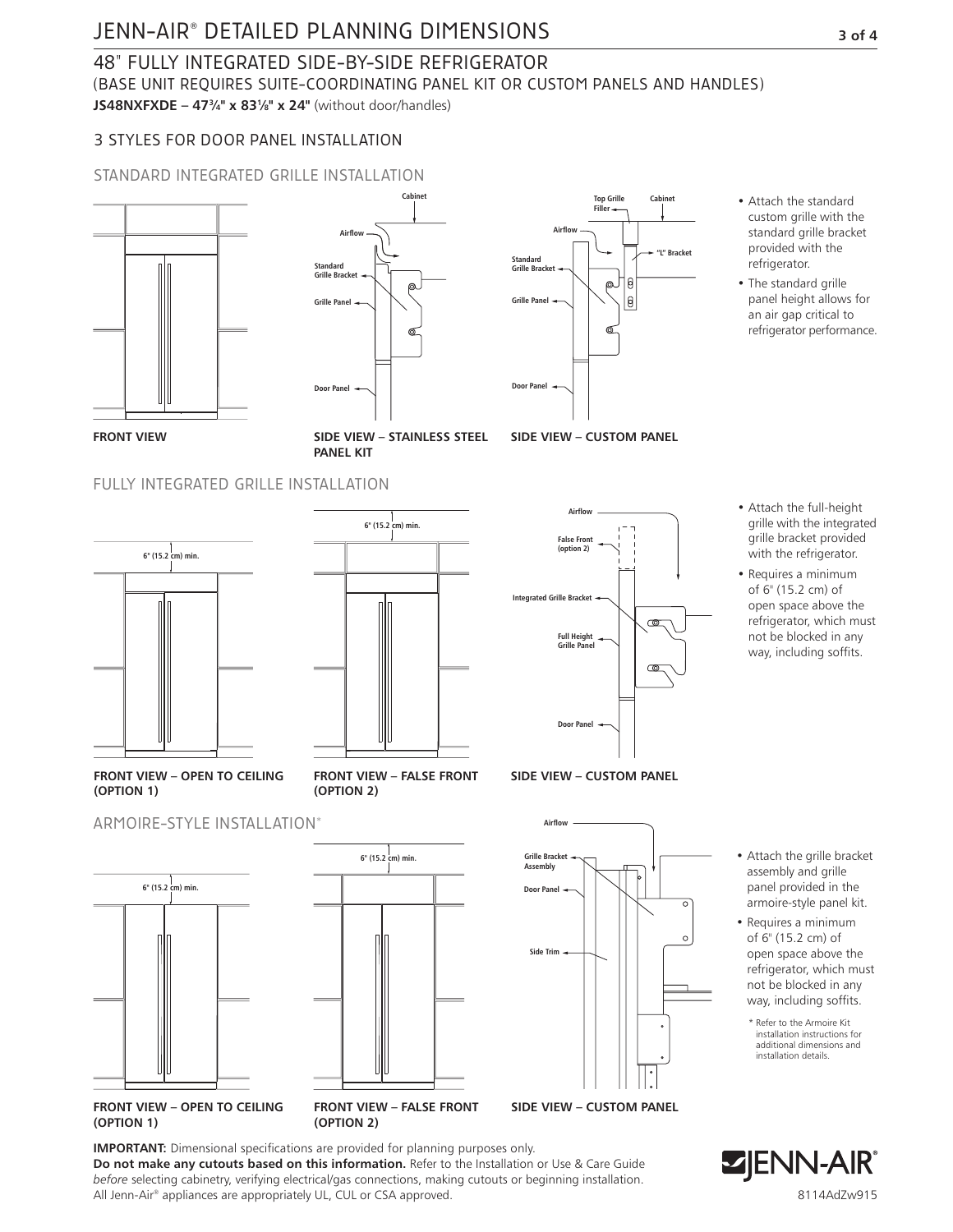# JENN-AIR® DETAILED PLANNING DIMENSIONS

## 48" FULLY INTEGRATED SIDE-BY-SIDE REFRIGERATOR

(BASE UNIT REQUIRES SUITE-COORDINATING PANEL KIT OR CUSTOM PANELS AND HANDLES)

**JS48NXFXDE – 47¾" x 83⅛" x 24"** (without door/handles)

### 3 STYLES FOR DOOR PANEL INSTALLATION

### STANDARD INTEGRATED GRILLE INSTALLATION

Cabinet
Airflow
Standard Grille Bracket
Grille Panel
Door Panel

Top Grille Filler
Cabinet
Airflow
"L" Bracket
Standard Grille Bracket
Grille Panel
Door Panel

**FRONT VIEW**

**SIDE VIEW – STAINLESS STEEL PANEL KIT**

**SIDE VIEW – CUSTOM PANEL**

- Attach the standard custom grille with the standard grille bracket provided with the refrigerator.
- The standard grille panel height allows for an air gap critical to refrigerator performance.

### FULLY INTEGRATED GRILLE INSTALLATION

6" (15.2 cm) min.

6" (15.2 cm) min.

Airflow
False Front (option 2)
Integrated Grille Bracket
Full Height Grille Panel
Door Panel

**FRONT VIEW – OPEN TO CEILING (OPTION 1)**

**FRONT VIEW – FALSE FRONT (OPTION 2)**

**SIDE VIEW – CUSTOM PANEL**

- Attach the full-height grille with the integrated grille bracket provided with the refrigerator.
- Requires a minimum of 6" (15.2 cm) of open space above the refrigerator, which must not be blocked in any way, including soffits.

### ARMOIRE-STYLE INSTALLATION*

6" (15.2 cm) min.

6" (15.2 cm) min.

Airflow
Grille Bracket Assembly
Door Panel
Side Trim

**FRONT VIEW – OPEN TO CEILING (OPTION 1)**

**FRONT VIEW – FALSE FRONT (OPTION 2)**

**SIDE VIEW – CUSTOM PANEL**

- Attach the grille bracket assembly and grille panel provided in the armoire-style panel kit.
- Requires a minimum of 6" (15.2 cm) of open space above the refrigerator, which must not be blocked in any way, including soffits.

\* Refer to the Armoire Kit installation instructions for additional dimensions and installation details.

**IMPORTANT:** Dimensional specifications are provided for planning purposes only.
**Do not make any cutouts based on this information.** Refer to the Installation or Use & Care Guide *before* selecting cabinetry, verifying electrical/gas connections, making cutouts or beginning installation. All Jenn-Air® appliances are appropriately UL, CUL or CSA approved.

JENN-AIR®

8114AdZw915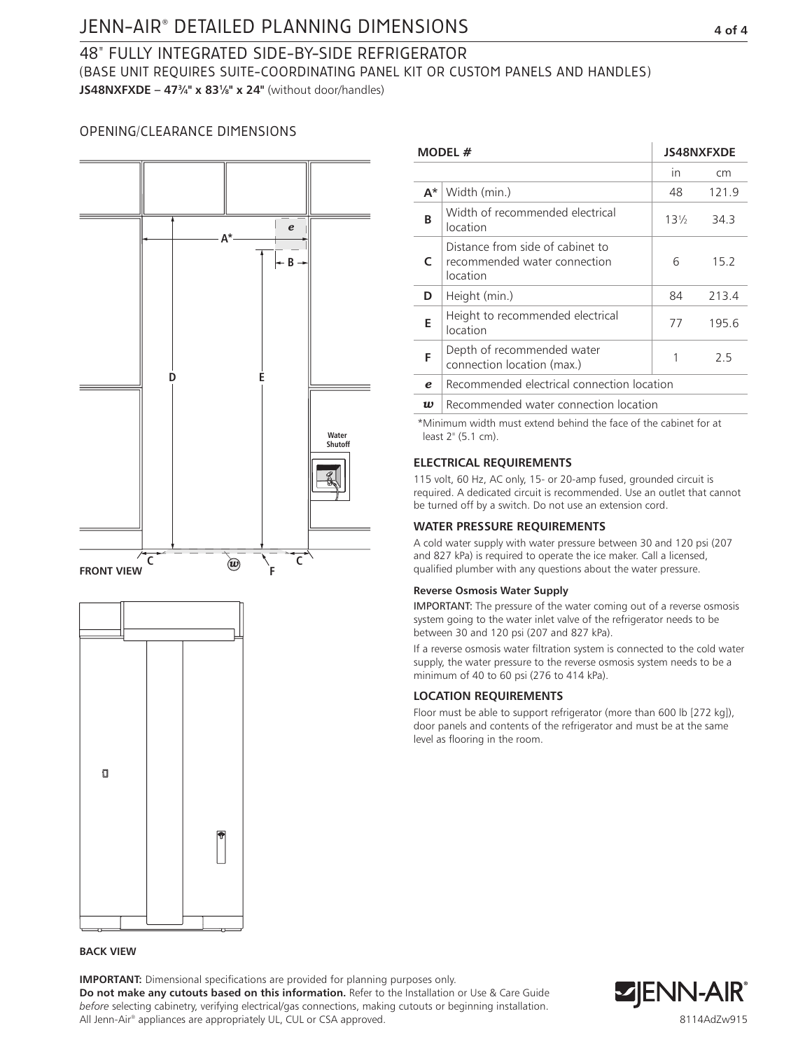# JENN-AIR® DETAILED PLANNING DIMENSIONS

## 48" FULLY INTEGRATED SIDE-BY-SIDE REFRIGERATOR

(BASE UNIT REQUIRES SUITE-COORDINATING PANEL KIT OR CUSTOM PANELS AND HANDLES)

**JS48NXFXDE – 47¾" x 83⅛" x 24"** (without door/handles)

### OPENING/CLEARANCE DIMENSIONS

A*

B

e

D

E

Water Shutoff

C

w

F

C

**FRONT VIEW**

**BACK VIEW**

| MODEL # | | JS48NXFXDE | |
|---|---|---|---|
| | | in | cm |
| **A*** | Width (min.) | 48 | 121.9 |
| **B** | Width of recommended electrical location | 13½ | 34.3 |
| **C** | Distance from side of cabinet to recommended water connection location | 6 | 15.2 |
| **D** | Height (min.) | 84 | 213.4 |
| **E** | Height to recommended electrical location | 77 | 195.6 |
| **F** | Depth of recommended water connection location (max.) | 1 | 2.5 |
| ***e*** | Recommended electrical connection location | | |
| ***w*** | Recommended water connection location | | |

*Minimum width must extend behind the face of the cabinet for at least 2" (5.1 cm).

#### ELECTRICAL REQUIREMENTS

115 volt, 60 Hz, AC only, 15- or 20-amp fused, grounded circuit is required. A dedicated circuit is recommended. Use an outlet that cannot be turned off by a switch. Do not use an extension cord.

#### WATER PRESSURE REQUIREMENTS

A cold water supply with water pressure between 30 and 120 psi (207 and 827 kPa) is required to operate the ice maker. Call a licensed, qualified plumber with any questions about the water pressure.

**Reverse Osmosis Water Supply**

IMPORTANT: The pressure of the water coming out of a reverse osmosis system going to the water inlet valve of the refrigerator needs to be between 30 and 120 psi (207 and 827 kPa).

If a reverse osmosis water filtration system is connected to the cold water supply, the water pressure to the reverse osmosis system needs to be a minimum of 40 to 60 psi (276 to 414 kPa).

#### LOCATION REQUIREMENTS

Floor must be able to support refrigerator (more than 600 lb [272 kg]), door panels and contents of the refrigerator and must be at the same level as flooring in the room.

**IMPORTANT:** Dimensional specifications are provided for planning purposes only.
**Do not make any cutouts based on this information.** Refer to the Installation or Use & Care Guide *before* selecting cabinetry, verifying electrical/gas connections, making cutouts or beginning installation.
All Jenn-Air® appliances are appropriately UL, CUL or CSA approved.

JENN-AIR®

8114AdZw915